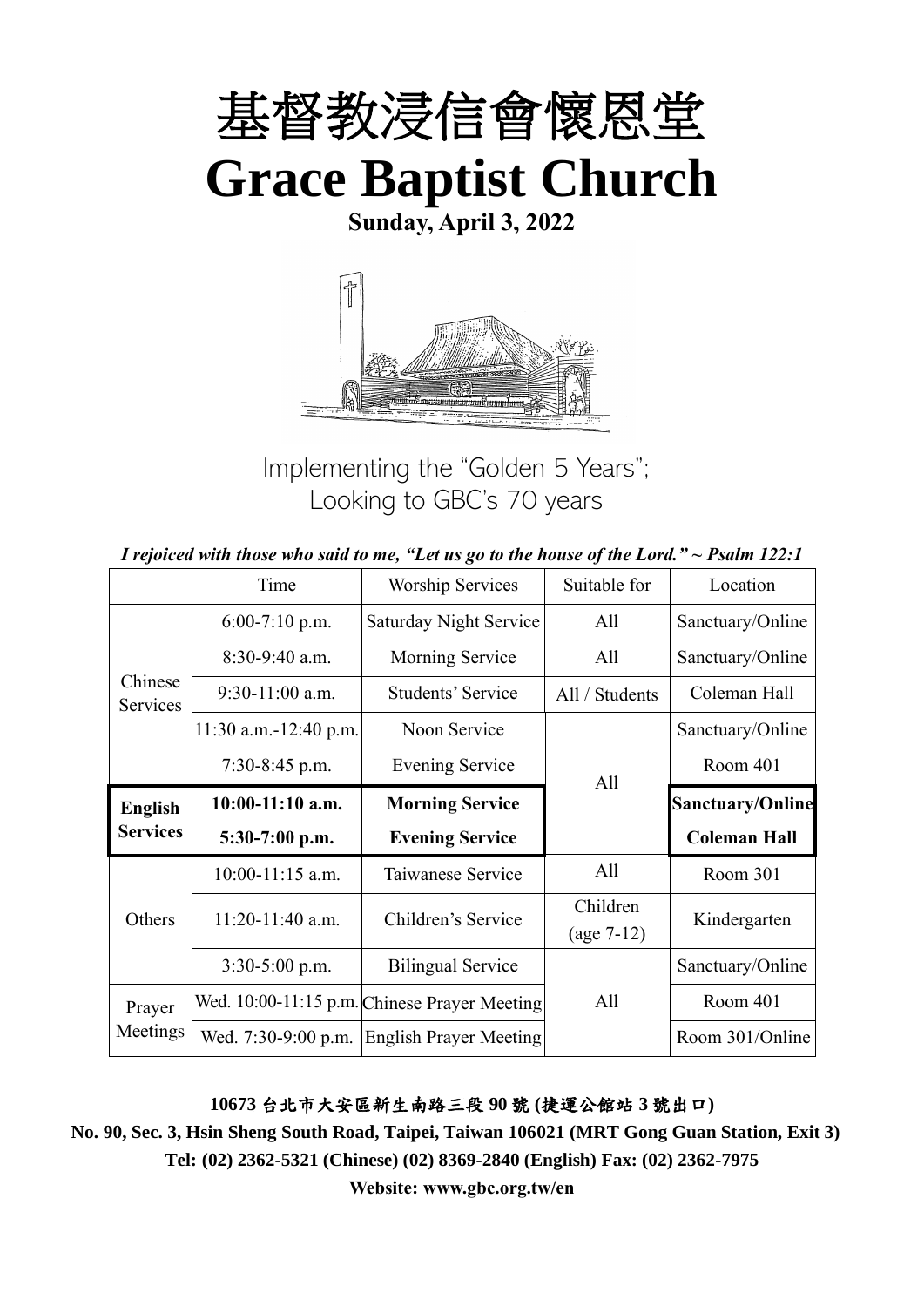# 基督教浸信會懷恩堂

# Grace Baptist Church

**Sunday, April 3, 2022**

Implementing the "Golden 5 Years";
Looking to GBC's 70 years

*I rejoiced with those who said to me, "Let us go to the house of the Lord." ~ Psalm 122:1*

| | Time | Worship Services | Suitable for | Location |
|---|---|---|---|---|
| Chinese Services | 6:00-7:10 p.m. | Saturday Night Service | All | Sanctuary/Online |
| | 8:30-9:40 a.m. | Morning Service | All | Sanctuary/Online |
| | 9:30-11:00 a.m. | Students' Service | All / Students | Coleman Hall |
| | 11:30 a.m.-12:40 p.m. | Noon Service | All | Sanctuary/Online |
| | 7:30-8:45 p.m. | Evening Service | | Room 401 |
| **English Services** | **10:00-11:10 a.m.** | **Morning Service** | | **Sanctuary/Online** |
| | **5:30-7:00 p.m.** | **Evening Service** | | **Coleman Hall** |
| Others | 10:00-11:15 a.m. | Taiwanese Service | All | Room 301 |
| | 11:20-11:40 a.m. | Children's Service | Children (age 7-12) | Kindergarten |
| | 3:30-5:00 p.m. | Bilingual Service | All | Sanctuary/Online |
| Prayer Meetings | Wed. 10:00-11:15 p.m. | Chinese Prayer Meeting | | Room 401 |
| | Wed. 7:30-9:00 p.m. | English Prayer Meeting | | Room 301/Online |

**10673 台北市大安區新生南路三段 90 號 (捷運公館站 3 號出口)**

**No. 90, Sec. 3, Hsin Sheng South Road, Taipei, Taiwan 106021 (MRT Gong Guan Station, Exit 3)**

**Tel: (02) 2362-5321 (Chinese) (02) 8369-2840 (English) Fax: (02) 2362-7975**

**Website: www.gbc.org.tw/en**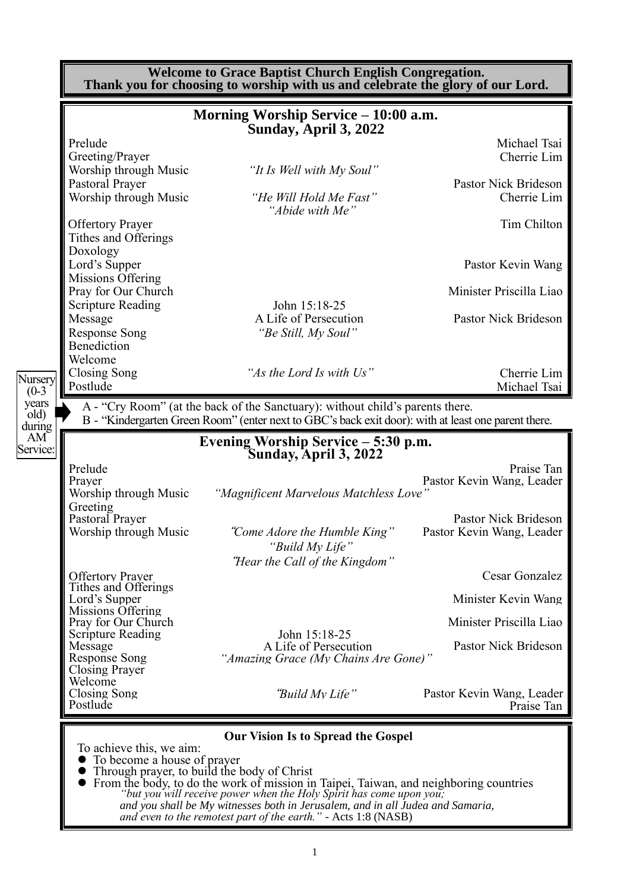**Welcome to Grace Baptist Church English Congregation.**
**Thank you for choosing to worship with us and celebrate the glory of our Lord.**

## Morning Worship Service – 10:00 a.m.
### Sunday, April 3, 2022

| | | |
|---|---|---|
| Prelude | | Michael Tsai |
| Greeting/Prayer | | Cherrie Lim |
| Worship through Music | *"It Is Well with My Soul"* | |
| Pastoral Prayer | | Pastor Nick Brideson |
| Worship through Music | *"He Will Hold Me Fast"* *"Abide with Me"* | Cherrie Lim |
| Offertory Prayer | | Tim Chilton |
| Tithes and Offerings | | |
| Doxology | | |
| Lord's Supper | | Pastor Kevin Wang |
| Missions Offering | | |
| Pray for Our Church | | Minister Priscilla Liao |
| Scripture Reading | John 15:18-25 | |
| Message | A Life of Persecution | Pastor Nick Brideson |
| Response Song | *"Be Still, My Soul"* | |
| Benediction | | |
| Welcome | | |
| Closing Song | *"As the Lord Is with Us"* | Cherrie Lim |
| Postlude | | Michael Tsai |

Nursery (0-3 years old) during AM Service:

A - "Cry Room" (at the back of the Sanctuary): without child's parents there.
B - "Kindergarten Green Room" (enter next to GBC's back exit door): with at least one parent there.

## Evening Worship Service – 5:30 p.m.
### Sunday, April 3, 2022

| | | |
|---|---|---|
| Prelude | | Praise Tan |
| Prayer | | Pastor Kevin Wang, Leader |
| Worship through Music | *"Magnificent Marvelous Matchless Love"* | |
| Greeting | | |
| Pastoral Prayer | | Pastor Nick Brideson |
| Worship through Music | *"Come Adore the Humble King"* *"Build My Life"* *"Hear the Call of the Kingdom"* | Pastor Kevin Wang, Leader |
| Offertory Prayer | | Cesar Gonzalez |
| Tithes and Offerings | | |
| Lord's Supper | | Minister Kevin Wang |
| Missions Offering | | |
| Pray for Our Church | | Minister Priscilla Liao |
| Scripture Reading | John 15:18-25 | |
| Message | A Life of Persecution | Pastor Nick Brideson |
| Response Song | *"Amazing Grace (My Chains Are Gone)"* | |
| Closing Prayer | | |
| Welcome | | |
| Closing Song | *"Build My Life"* | Pastor Kevin Wang, Leader |
| Postlude | | Praise Tan |

### Our Vision Is to Spread the Gospel

To achieve this, we aim:

- To become a house of prayer
- Through prayer, to build the body of Christ
- From the body, to do the work of mission in Taipei, Taiwan, and neighboring countries

*"but you will receive power when the Holy Spirit has come upon you; and you shall be My witnesses both in Jerusalem, and in all Judea and Samaria, and even to the remotest part of the earth."* - Acts 1:8 (NASB)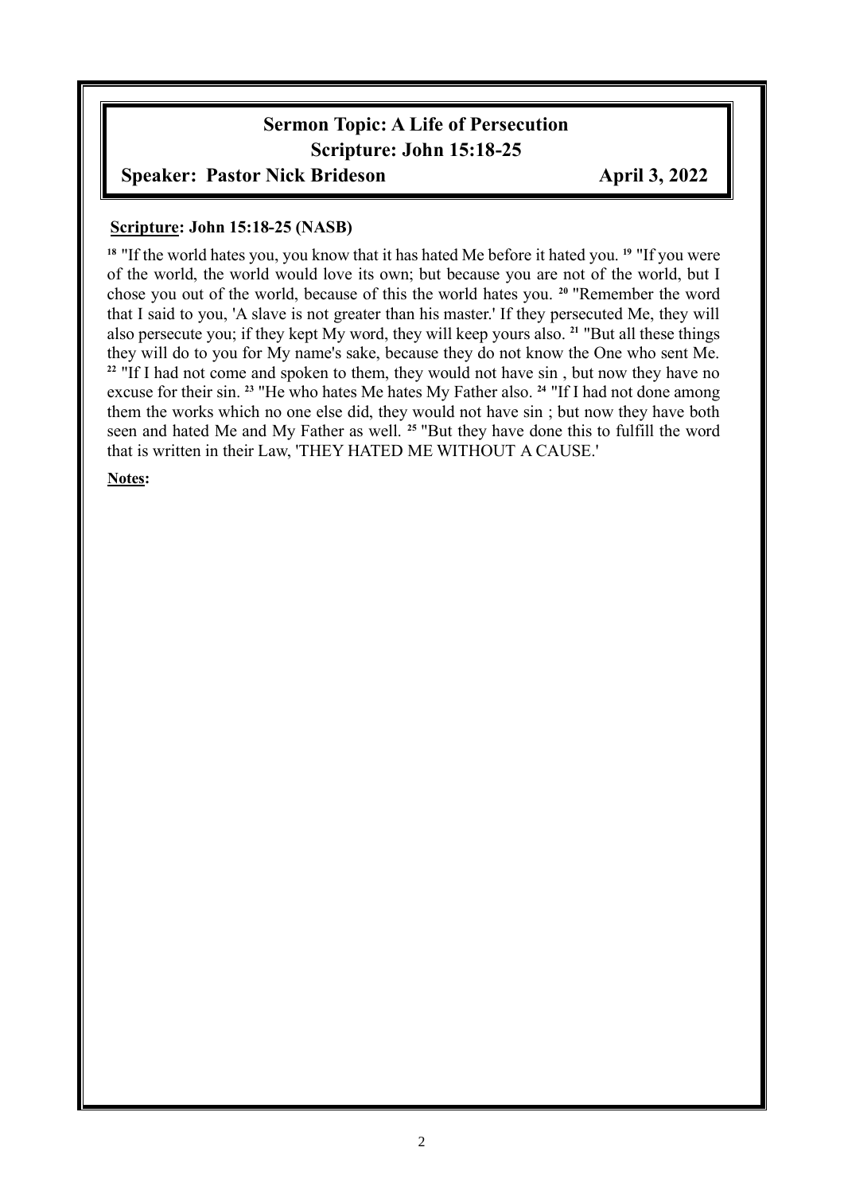**Sermon Topic: A Life of Persecution**

**Scripture: John 15:18-25**

**Speaker: Pastor Nick Brideson** **April 3, 2022**

**Scripture: John 15:18-25 (NASB)**

[18] "If the world hates you, you know that it has hated Me before it hated you. [19] "If you were of the world, the world would love its own; but because you are not of the world, but I chose you out of the world, because of this the world hates you. [20] "Remember the word that I said to you, 'A slave is not greater than his master.' If they persecuted Me, they will also persecute you; if they kept My word, they will keep yours also. [21] "But all these things they will do to you for My name's sake, because they do not know the One who sent Me. [22] "If I had not come and spoken to them, they would not have sin , but now they have no excuse for their sin. [23] "He who hates Me hates My Father also. [24] "If I had not done among them the works which no one else did, they would not have sin ; but now they have both seen and hated Me and My Father as well. [25] "But they have done this to fulfill the word that is written in their Law, 'THEY HATED ME WITHOUT A CAUSE.'

**Notes:**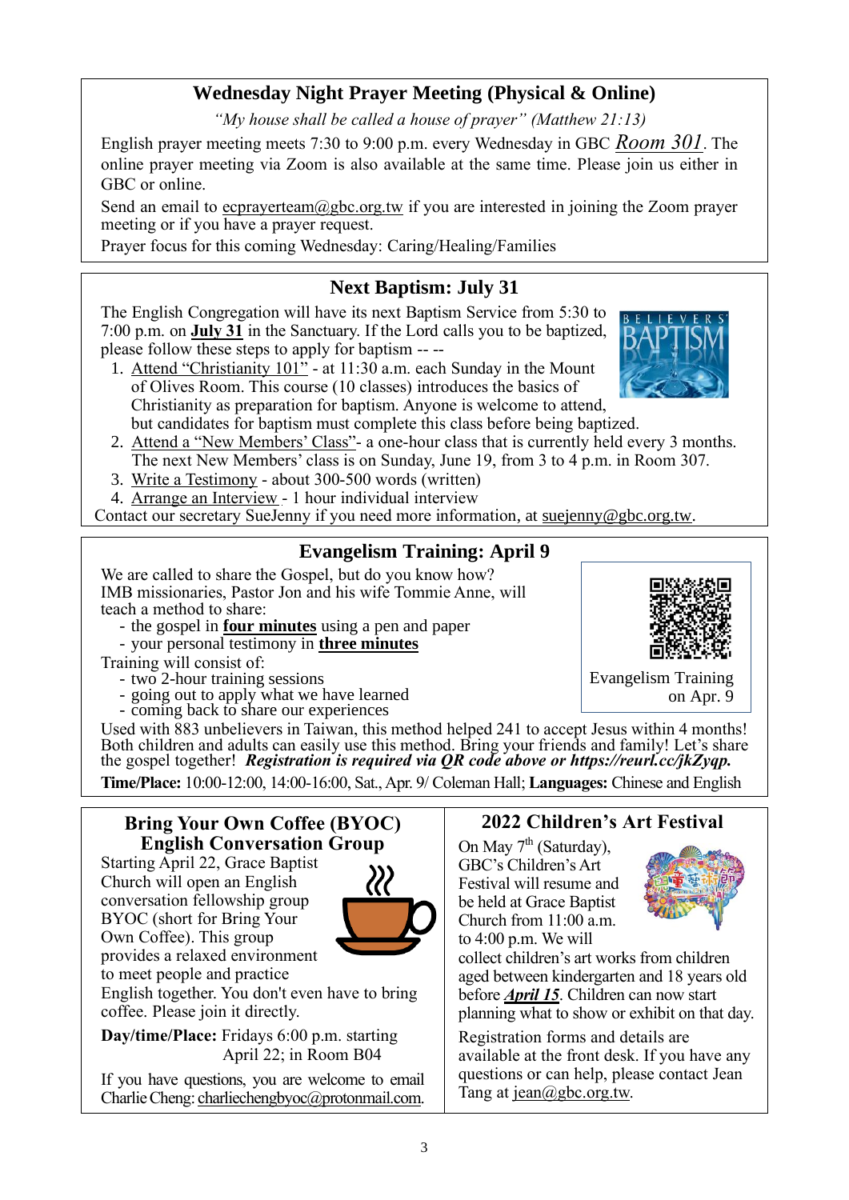## Wednesday Night Prayer Meeting (Physical & Online)

*"My house shall be called a house of prayer" (Matthew 21:13)*

English prayer meeting meets 7:30 to 9:00 p.m. every Wednesday in GBC *Room 301*. The online prayer meeting via Zoom is also available at the same time. Please join us either in GBC or online.

Send an email to ecprayerteam@gbc.org.tw if you are interested in joining the Zoom prayer meeting or if you have a prayer request.

Prayer focus for this coming Wednesday: Caring/Healing/Families

## Next Baptism: July 31

The English Congregation will have its next Baptism Service from 5:30 to 7:00 p.m. on **July 31** in the Sanctuary. If the Lord calls you to be baptized, please follow these steps to apply for baptism -- --

1. Attend "Christianity 101" - at 11:30 a.m. each Sunday in the Mount of Olives Room. This course (10 classes) introduces the basics of Christianity as preparation for baptism. Anyone is welcome to attend, but candidates for baptism must complete this class before being baptized.
2. Attend a "New Members' Class"- a one-hour class that is currently held every 3 months. The next New Members' class is on Sunday, June 19, from 3 to 4 p.m. in Room 307.
3. Write a Testimony - about 300-500 words (written)
4. Arrange an Interview - 1 hour individual interview

Contact our secretary SueJenny if you need more information, at suejenny@gbc.org.tw.

## Evangelism Training: April 9

We are called to share the Gospel, but do you know how?
IMB missionaries, Pastor Jon and his wife Tommie Anne, will teach a method to share:

- the gospel in **four minutes** using a pen and paper
- your personal testimony in **three minutes**

Training will consist of:

- two 2-hour training sessions
- going out to apply what we have learned
- coming back to share our experiences

Evangelism Training on Apr. 9

Used with 883 unbelievers in Taiwan, this method helped 241 to accept Jesus within 4 months! Both children and adults can easily use this method. Bring your friends and family! Let's share the gospel together! ***Registration is required via QR code above or https://reurl.cc/jkZyqp.***

**Time/Place:** 10:00-12:00, 14:00-16:00, Sat., Apr. 9/ Coleman Hall; **Languages:** Chinese and English

## Bring Your Own Coffee (BYOC) English Conversation Group

Starting April 22, Grace Baptist Church will open an English conversation fellowship group BYOC (short for Bring Your Own Coffee). This group provides a relaxed environment to meet people and practice English together. You don't even have to bring coffee. Please join it directly.

**Day/time/Place:** Fridays 6:00 p.m. starting April 22; in Room B04

If you have questions, you are welcome to email Charlie Cheng: charliechengbyoc@protonmail.com.

## 2022 Children's Art Festival

On May 7th (Saturday), GBC's Children's Art Festival will resume and be held at Grace Baptist Church from 11:00 a.m. to 4:00 p.m. We will collect children's art works from children aged between kindergarten and 18 years old before ***April 15***. Children can now start planning what to show or exhibit on that day.

Registration forms and details are available at the front desk. If you have any questions or can help, please contact Jean Tang at jean@gbc.org.tw.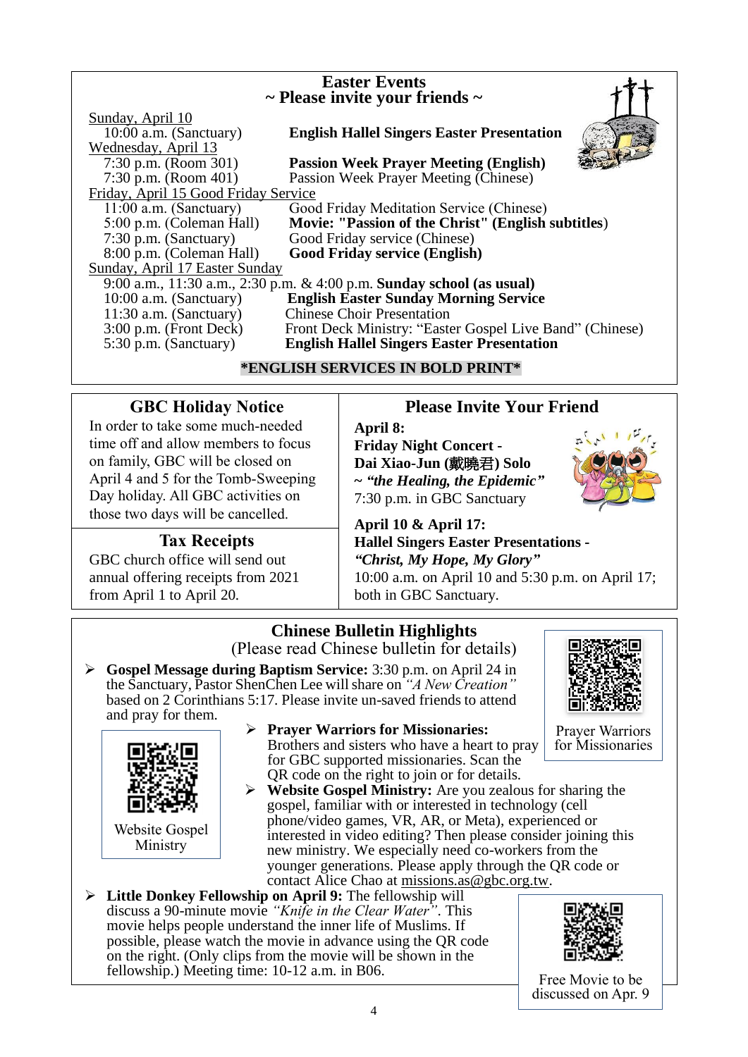## Easter Events
**~ Please invite your friends ~**

Sunday, April 10

| | |
|---|---|
| 10:00 a.m. (Sanctuary) | **English Hallel Singers Easter Presentation** |

Wednesday, April 13

| | |
|---|---|
| 7:30 p.m. (Room 301) | **Passion Week Prayer Meeting (English)** |
| 7:30 p.m. (Room 401) | Passion Week Prayer Meeting (Chinese) |

Friday, April 15 Good Friday Service

| | |
|---|---|
| 11:00 a.m. (Sanctuary) | Good Friday Meditation Service (Chinese) |
| 5:00 p.m. (Coleman Hall) | **Movie: "Passion of the Christ" (English subtitles)** |
| 7:30 p.m. (Sanctuary) | Good Friday service (Chinese) |
| 8:00 p.m. (Coleman Hall) | **Good Friday service (English)** |

Sunday, April 17 Easter Sunday

9:00 a.m., 11:30 a.m., 2:30 p.m. & 4:00 p.m. **Sunday school (as usual)**

| | |
|---|---|
| 10:00 a.m. (Sanctuary) | **English Easter Sunday Morning Service** |
| 11:30 a.m. (Sanctuary) | Chinese Choir Presentation |
| 3:00 p.m. (Front Deck) | Front Deck Ministry: "Easter Gospel Live Band" (Chinese) |
| 5:30 p.m. (Sanctuary) | **English Hallel Singers Easter Presentation** |

**\*ENGLISH SERVICES IN BOLD PRINT\***

## GBC Holiday Notice

In order to take some much-needed time off and allow members to focus on family, GBC will be closed on April 4 and 5 for the Tomb-Sweeping Day holiday. All GBC activities on those two days will be cancelled.

## Tax Receipts

GBC church office will send out annual offering receipts from 2021 from April 1 to April 20.

## Please Invite Your Friend

**April 8:**
**Friday Night Concert - Dai Xiao-Jun (戴曉君) Solo ~ *"the Healing, the Epidemic"***
7:30 p.m. in GBC Sanctuary

**April 10 & April 17:**
**Hallel Singers Easter Presentations - *"Christ, My Hope, My Glory"***
10:00 a.m. on April 10 and 5:30 p.m. on April 17; both in GBC Sanctuary.

## Chinese Bulletin Highlights
(Please read Chinese bulletin for details)

- **Gospel Message during Baptism Service:** 3:30 p.m. on April 24 in the Sanctuary, Pastor ShenChen Lee will share on *"A New Creation"* based on 2 Corinthians 5:17. Please invite un-saved friends to attend and pray for them.
- **Prayer Warriors for Missionaries:** Brothers and sisters who have a heart to pray for GBC supported missionaries. Scan the QR code on the right to join or for details.
- **Website Gospel Ministry:** Are you zealous for sharing the gospel, familiar with or interested in technology (cell phone/video games, VR, AR, or Meta), experienced or interested in video editing? Then please consider joining this new ministry. We especially need co-workers from the younger generations. Please apply through the QR code or contact Alice Chao at missions.as@gbc.org.tw.
- **Little Donkey Fellowship on April 9:** The fellowship will discuss a 90-minute movie *"Knife in the Clear Water"*. This movie helps people understand the inner life of Muslims. If possible, please watch the movie in advance using the QR code on the right. (Only clips from the movie will be shown in the fellowship.) Meeting time: 10-12 a.m. in B06.

Prayer Warriors for Missionaries

Website Gospel Ministry

Free Movie to be discussed on Apr. 9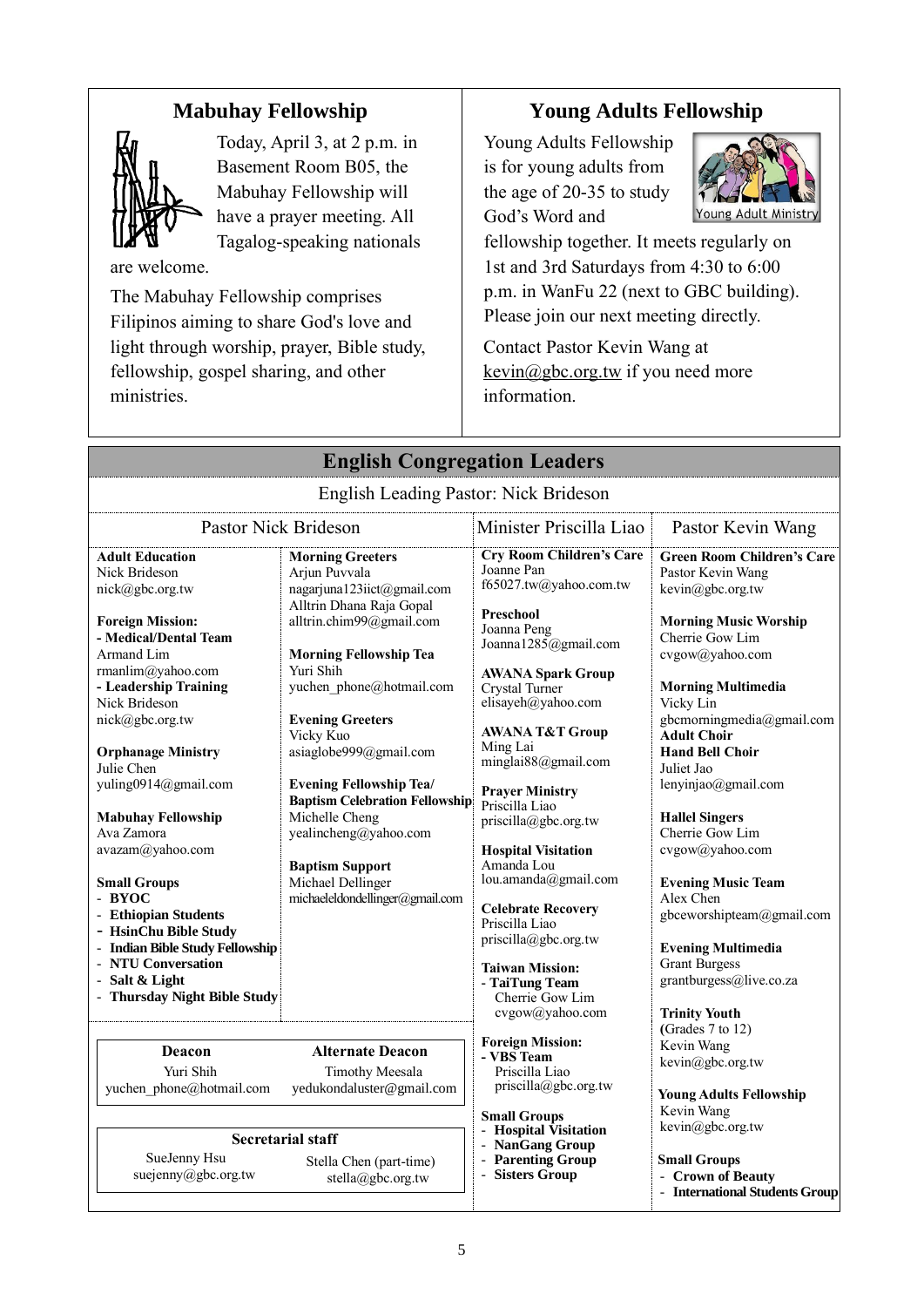## Mabuhay Fellowship

Today, April 3, at 2 p.m. in Basement Room B05, the Mabuhay Fellowship will have a prayer meeting. All Tagalog-speaking nationals are welcome.

The Mabuhay Fellowship comprises Filipinos aiming to share God's love and light through worship, prayer, Bible study, fellowship, gospel sharing, and other ministries.

## Young Adults Fellowship

Young Adults Fellowship is for young adults from the age of 20-35 to study God's Word and fellowship together. It meets regularly on 1st and 3rd Saturdays from 4:30 to 6:00 p.m. in WanFu 22 (next to GBC building). Please join our next meeting directly.

Contact Pastor Kevin Wang at kevin@gbc.org.tw if you need more information.

## English Congregation Leaders

English Leading Pastor: Nick Brideson

### Pastor Nick Brideson

**Adult Education**
Nick Brideson
nick@gbc.org.tw

**Foreign Mission:**
**- Medical/Dental Team**
Armand Lim
rmanlim@yahoo.com
**- Leadership Training**
Nick Brideson
nick@gbc.org.tw

**Orphanage Ministry**
Julie Chen
yuling0914@gmail.com

**Mabuhay Fellowship**
Ava Zamora
avazam@yahoo.com

**Small Groups**
- **BYOC**
- **Ethiopian Students**
- **HsinChu Bible Study**
- **Indian Bible Study Fellowship**
- **NTU Conversation**
- **Salt & Light**
- **Thursday Night Bible Study**

**Morning Greeters**
Arjun Puvvala
nagarjuna123iict@gmail.com
Alltrin Dhana Raja Gopal
alltrin.chim99@gmail.com

**Morning Fellowship Tea**
Yuri Shih
yuchen_phone@hotmail.com

**Evening Greeters**
Vicky Kuo
asiaglobe999@gmail.com

**Evening Fellowship Tea/ Baptism Celebration Fellowship**
Michelle Cheng
yealincheng@yahoo.com

**Baptism Support**
Michael Dellinger
michaeleldondellinger@gmail.com

| Deacon | Alternate Deacon |
|---|---|
| Yuri Shih | Timothy Meesala |
| yuchen_phone@hotmail.com | yedukondaluster@gmail.com |

**Secretarial staff**

| SueJenny Hsu | Stella Chen (part-time) |
|---|---|
| suejenny@gbc.org.tw | stella@gbc.org.tw |

### Minister Priscilla Liao

**Cry Room Children's Care**
Joanne Pan
f65027.tw@yahoo.com.tw

**Preschool**
Joanna Peng
Joanna1285@gmail.com

**AWANA Spark Group**
Crystal Turner
elisayeh@yahoo.com

**AWANA T&T Group**
Ming Lai
minglai88@gmail.com

**Prayer Ministry**
Priscilla Liao
priscilla@gbc.org.tw

**Hospital Visitation**
Amanda Lou
lou.amanda@gmail.com

**Celebrate Recovery**
Priscilla Liao
priscilla@gbc.org.tw

**Taiwan Mission:**
**- TaiTung Team**
Cherrie Gow Lim
cvgow@yahoo.com

**Foreign Mission:**
**- VBS Team**
Priscilla Liao
priscilla@gbc.org.tw

**Small Groups**
- **Hospital Visitation**
- **NanGang Group**
- **Parenting Group**
- **Sisters Group**

### Pastor Kevin Wang

**Green Room Children's Care**
Pastor Kevin Wang
kevin@gbc.org.tw

**Morning Music Worship**
Cherrie Gow Lim
cvgow@yahoo.com

**Morning Multimedia**
Vicky Lin
gbcmorningmedia@gmail.com

**Adult Choir**
**Hand Bell Choir**
Juliet Jao
lenyinjao@gmail.com

**Hallel Singers**
Cherrie Gow Lim
cvgow@yahoo.com

**Evening Music Team**
Alex Chen
gbceworshipteam@gmail.com

**Evening Multimedia**
Grant Burgess
grantburgess@live.co.za

**Trinity Youth**
**(**Grades 7 to 12)
Kevin Wang
kevin@gbc.org.tw

**Young Adults Fellowship**
Kevin Wang
kevin@gbc.org.tw

**Small Groups**
- **Crown of Beauty**
- **International Students Group**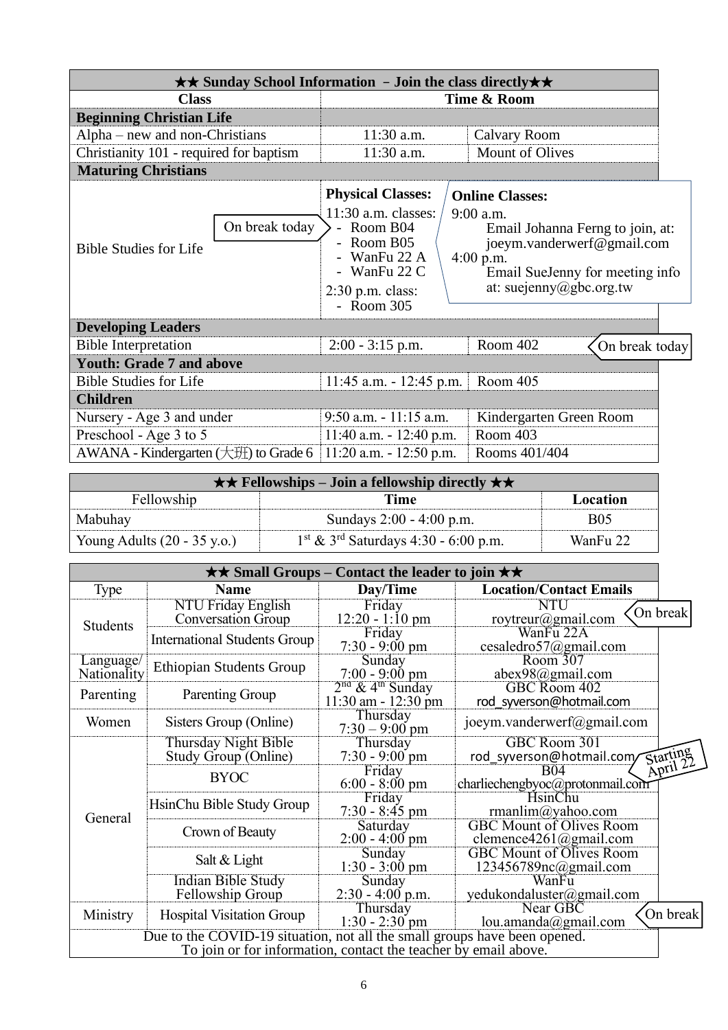| ★★ Sunday School Information – Join the class directly★★ | | |
|---|---|---|
| **Class** | **Time & Room** | |
| **Beginning Christian Life** | | |
| Alpha – new and non-Christians | 11:30 a.m. | Calvary Room |
| Christianity 101 - required for baptism | 11:30 a.m. | Mount of Olives |
| **Maturing Christians** | | |
| Bible Studies for Life (On break today) | **Physical Classes:** 11:30 a.m. classes: - Room B04 - Room B05 - WanFu 22 A - WanFu 22 C; 2:30 p.m. class: - Room 305 | **Online Classes:** 9:00 a.m. Email Johanna Ferng to join, at: joeym.vanderwerf@gmail.com; 4:00 p.m. Email SueJenny for meeting info at: suejenny@gbc.org.tw |
| **Developing Leaders** | | |
| Bible Interpretation | 2:00 - 3:15 p.m. | Room 402 (On break today) |
| **Youth: Grade 7 and above** | | |
| Bible Studies for Life | 11:45 a.m. - 12:45 p.m. | Room 405 |
| **Children** | | |
| Nursery - Age 3 and under | 9:50 a.m. - 11:15 a.m. | Kindergarten Green Room |
| Preschool - Age 3 to 5 | 11:40 a.m. - 12:40 p.m. | Room 403 |
| AWANA - Kindergarten (大班) to Grade 6 | 11:20 a.m. - 12:50 p.m. | Rooms 401/404 |

| ★★ Fellowships – Join a fellowship directly ★★ | | |
|---|---|---|
| Fellowship | **Time** | **Location** |
| Mabuhay | Sundays 2:00 - 4:00 p.m. | B05 |
| Young Adults (20 - 35 y.o.) | 1st & 3rd Saturdays 4:30 - 6:00 p.m. | WanFu 22 |

| ★★ Small Groups – Contact the leader to join ★★ | | | |
|---|---|---|---|
| Type | **Name** | **Day/Time** | **Location/Contact Emails** |
| Students | NTU Friday English Conversation Group | Friday 12:20 - 1:10 pm | NTU roytreur@gmail.com (On break) |
| | International Students Group | Friday 7:30 - 9:00 pm | WanFu 22A cesaledro57@gmail.com |
| Language/ Nationality | Ethiopian Students Group | Sunday 7:00 - 9:00 pm | Room 307 abex98@gmail.com |
| Parenting | Parenting Group | 2nd & 4th Sunday 11:30 am - 12:30 pm | GBC Room 402 rod_syverson@hotmail.com |
| Women | Sisters Group (Online) | Thursday 7:30 – 9:00 pm | joeym.vanderwerf@gmail.com |
| General | Thursday Night Bible Study Group (Online) | Thursday 7:30 - 9:00 pm | GBC Room 301 rod_syverson@hotmail.com (Starting April 22) |
| | BYOC | Friday 6:00 - 8:00 pm | B04 charliechengbyoc@protonmail.com |
| | HsinChu Bible Study Group | Friday 7:30 - 8:45 pm | HsinChu rmanlim@yahoo.com |
| | Crown of Beauty | Saturday 2:00 - 4:00 pm | GBC Mount of Olives Room clemence4261@gmail.com |
| | Salt & Light | Sunday 1:30 - 3:00 pm | GBC Mount of Olives Room 123456789nc@gmail.com |
| | Indian Bible Study Fellowship Group | Sunday 2:30 - 4:00 p.m. | WanFu yedukondaluster@gmail.com |
| Ministry | Hospital Visitation Group | Thursday 1:30 - 2:30 pm | Near GBC lou.amanda@gmail.com (On break) |

Due to the COVID-19 situation, not all the small groups have been opened. To join or for information, contact the teacher by email above.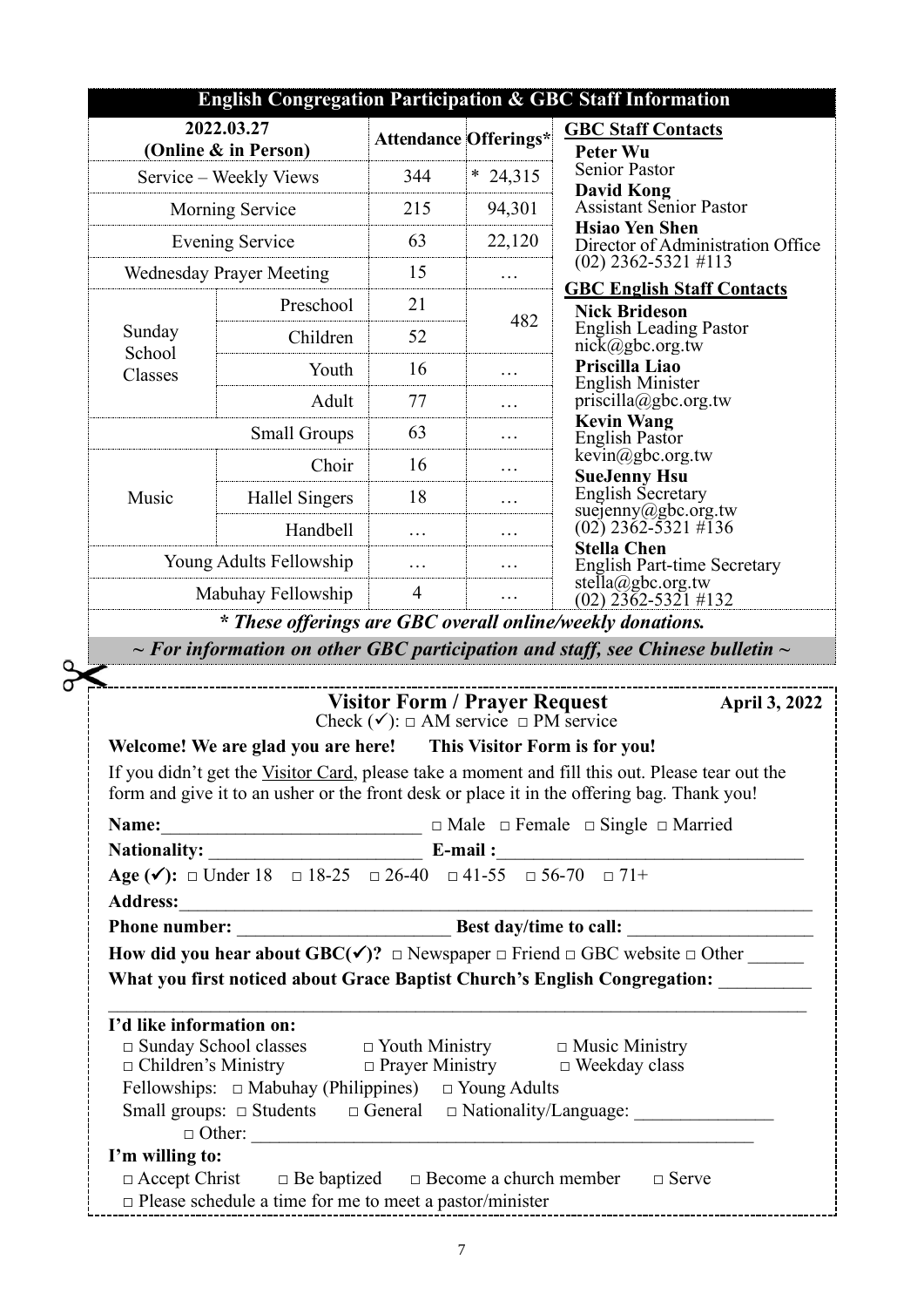## English Congregation Participation & GBC Staff Information

| 2022.03.27 (Online & in Person) | | Attendance | Offerings* |
|---|---|---|---|
| Service – Weekly Views | | 344 | * 24,315 |
| Morning Service | | 215 | 94,301 |
| Evening Service | | 63 | 22,120 |
| Wednesday Prayer Meeting | | 15 | … |
| Sunday School Classes | Preschool | 21 | 482 |
| | Children | 52 | |
| | Youth | 16 | … |
| | Adult | 77 | … |
| Small Groups | | 63 | … |
| Music | Choir | 16 | … |
| | Hallel Singers | 18 | … |
| | Handbell | … | … |
| Young Adults Fellowship | | … | … |
| Mabuhay Fellowship | | 4 | … |

***These offerings are GBC overall online/weekly donations.**

**GBC Staff Contacts**

**Peter Wu**
Senior Pastor

**David Kong**
Assistant Senior Pastor

**Hsiao Yen Shen**
Director of Administration Office
(02) 2362-5321 #113

**GBC English Staff Contacts**

**Nick Brideson**
English Leading Pastor
nick@gbc.org.tw

**Priscilla Liao**
English Minister
priscilla@gbc.org.tw

**Kevin Wang**
English Pastor
kevin@gbc.org.tw

**SueJenny Hsu**
English Secretary
suejenny@gbc.org.tw
(02) 2362-5321 #136

**Stella Chen**
English Part-time Secretary
stella@gbc.org.tw
(02) 2362-5321 #132

***~ For information on other GBC participation and staff, see Chinese bulletin ~***

---

## Visitor Form / Prayer Request

**April 3, 2022**

Check (✓): □ AM service □ PM service

**Welcome! We are glad you are here! This Visitor Form is for you!**

If you didn't get the Visitor Card, please take a moment and fill this out. Please tear out the form and give it to an usher or the front desk or place it in the offering bag. Thank you!

**Name:**\_\_\_\_\_\_\_\_\_\_\_\_\_\_\_\_\_\_\_\_\_\_\_\_\_\_\_\_ □ Male □ Female □ Single □ Married

**Nationality:** \_\_\_\_\_\_\_\_\_\_\_\_\_\_\_\_\_\_\_\_\_\_\_ **E-mail :**\_\_\_\_\_\_\_\_\_\_\_\_\_\_\_\_\_\_\_\_\_\_\_\_\_\_\_\_\_\_\_

**Age (✓):** □ Under 18 □ 18-25 □ 26-40 □ 41-55 □ 56-70 □ 71+

**Address:**\_\_\_\_\_\_\_\_\_\_\_\_\_\_\_\_\_\_\_\_\_\_\_\_\_\_\_\_\_\_\_\_\_\_\_\_\_\_\_\_\_\_\_\_\_\_\_\_\_\_\_\_\_\_\_\_\_\_\_\_\_\_\_\_\_

**Phone number:** \_\_\_\_\_\_\_\_\_\_\_\_\_\_\_\_\_\_\_\_\_\_\_ **Best day/time to call:** \_\_\_\_\_\_\_\_\_\_\_\_\_\_\_\_\_\_\_

**How did you hear about GBC(✓)?** □ Newspaper □ Friend □ GBC website □ Other \_\_\_\_\_\_

**What you first noticed about Grace Baptist Church's English Congregation:** \_\_\_\_\_\_\_\_\_\_

\_\_\_\_\_\_\_\_\_\_\_\_\_\_\_\_\_\_\_\_\_\_\_\_\_\_\_\_\_\_\_\_\_\_\_\_\_\_\_\_\_\_\_\_\_\_\_\_\_\_\_\_\_\_\_\_\_\_\_\_\_\_\_\_\_\_\_\_\_\_\_\_\_\_\_

**I'd like information on:**

□ Sunday School classes □ Youth Ministry □ Music Ministry
□ Children's Ministry □ Prayer Ministry □ Weekday class

Fellowships: □ Mabuhay (Philippines) □ Young Adults

Small groups: □ Students □ General □ Nationality/Language: \_\_\_\_\_\_\_\_\_\_\_\_\_\_\_
□ Other: \_\_\_\_\_\_\_\_\_\_\_\_\_\_\_\_\_\_\_\_\_\_\_\_\_\_\_\_\_\_\_\_\_\_\_\_\_\_\_\_\_\_\_\_\_\_\_\_\_\_\_\_\_\_\_

**I'm willing to:**

□ Accept Christ □ Be baptized □ Become a church member □ Serve
□ Please schedule a time for me to meet a pastor/minister